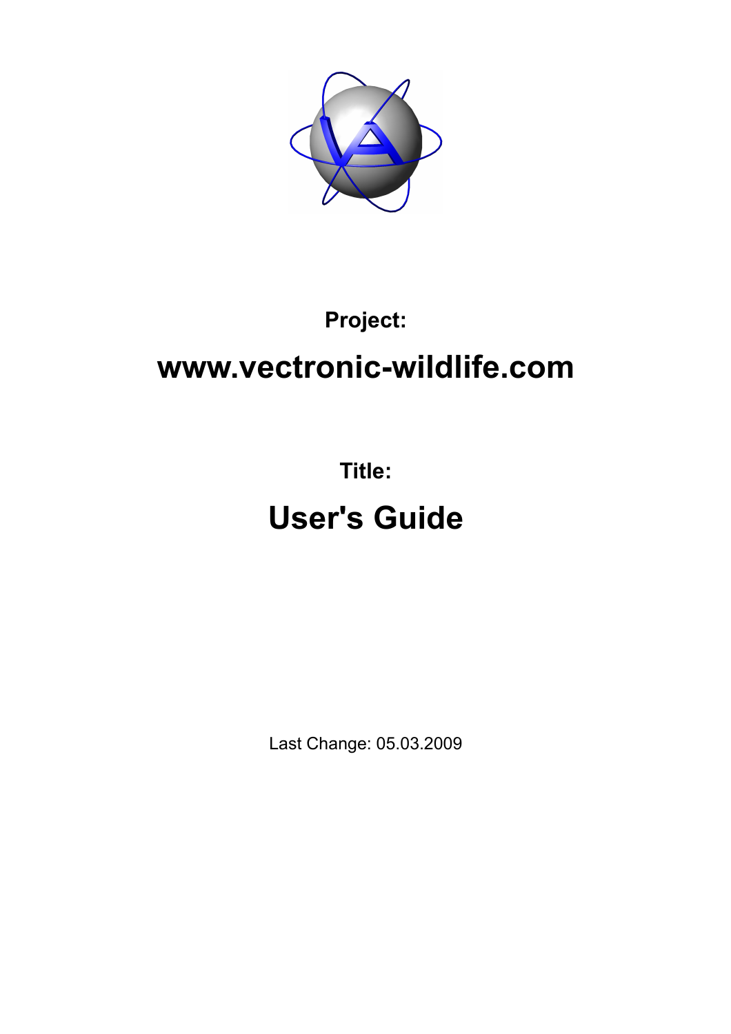**Project:**

# www.vectronic-wildlife.com

**Title:**

# User's Guide

Last Change: 05.03.2009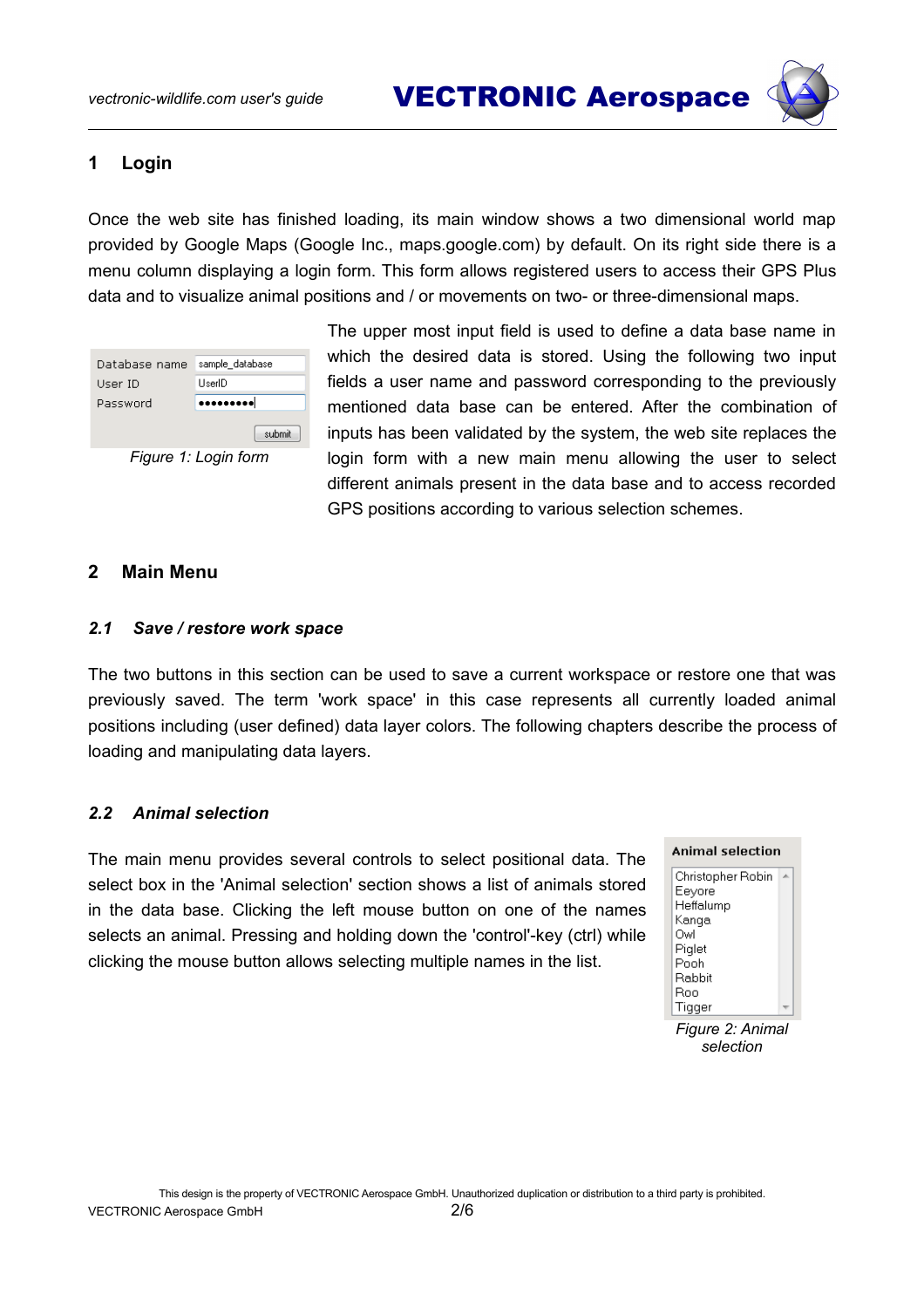# 1 Login

Once the web site has finished loading, its main window shows a two dimensional world map provided by Google Maps (Google Inc., maps.google.com) by default. On its right side there is a menu column displaying a login form. This form allows registered users to access their GPS Plus data and to visualize animal positions and / or movements on two- or three-dimensional maps.

*Figure 1: Login form*

The upper most input field is used to define a data base name in which the desired data is stored. Using the following two input fields a user name and password corresponding to the previously mentioned data base can be entered. After the combination of inputs has been validated by the system, the web site replaces the login form with a new main menu allowing the user to select different animals present in the data base and to access recorded GPS positions according to various selection schemes.

# 2 Main Menu

## *2.1 Save / restore work space*

The two buttons in this section can be used to save a current workspace or restore one that was previously saved. The term 'work space' in this case represents all currently loaded animal positions including (user defined) data layer colors. The following chapters describe the process of loading and manipulating data layers.

## *2.2 Animal selection*

The main menu provides several controls to select positional data. The select box in the 'Animal selection' section shows a list of animals stored in the data base. Clicking the left mouse button on one of the names selects an animal. Pressing and holding down the 'control'-key (ctrl) while clicking the mouse button allows selecting multiple names in the list.

*Figure 2: Animal selection*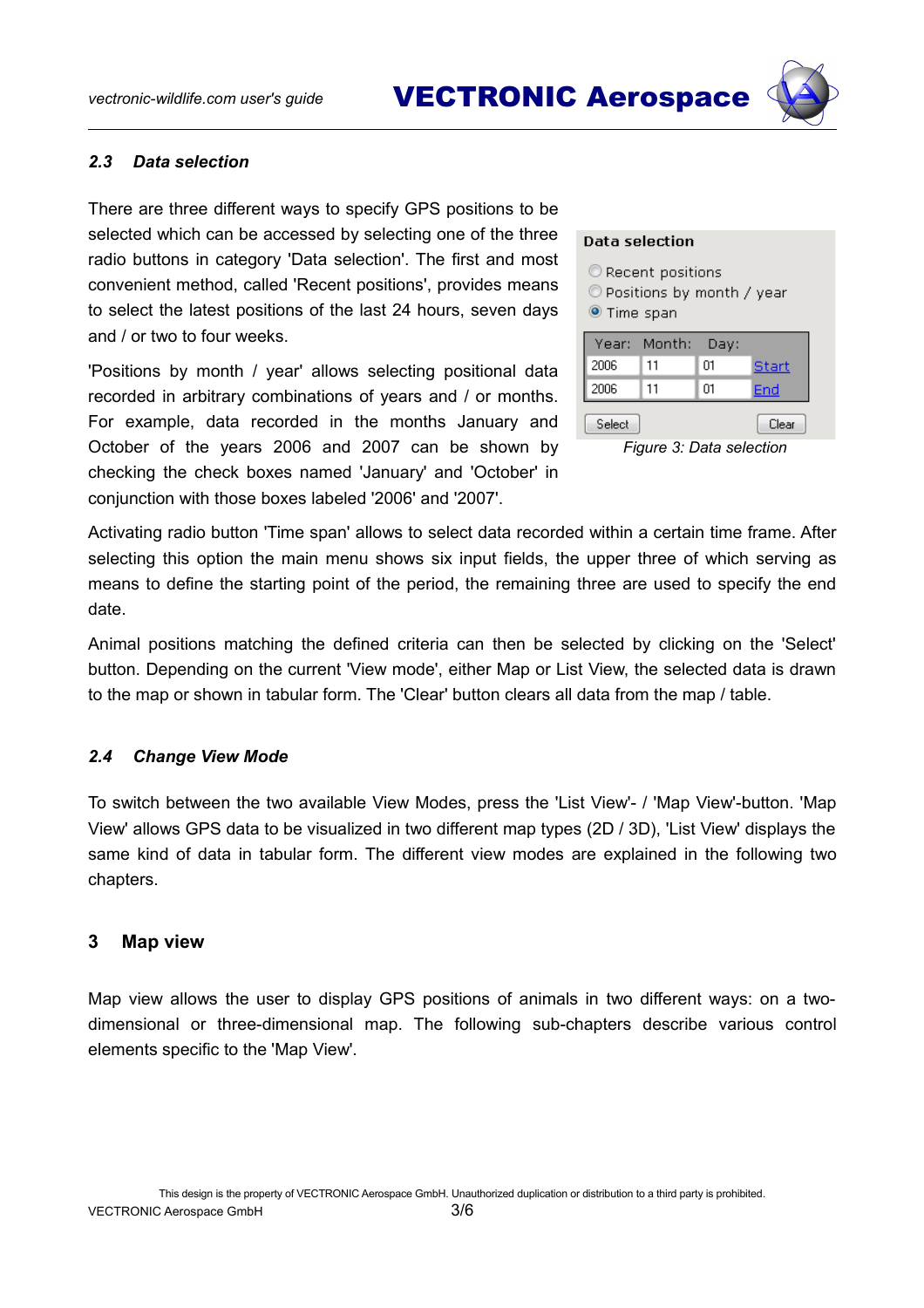### 2.3 Data selection

There are three different ways to specify GPS positions to be selected which can be accessed by selecting one of the three radio buttons in category 'Data selection'. The first and most convenient method, called 'Recent positions', provides means to select the latest positions of the last 24 hours, seven days and / or two to four weeks.

'Positions by month / year' allows selecting positional data recorded in arbitrary combinations of years and / or months. For example, data recorded in the months January and October of the years 2006 and 2007 can be shown by checking the check boxes named 'January' and 'October' in conjunction with those boxes labeled '2006' and '2007'.

*Figure 3: Data selection*

Activating radio button 'Time span' allows to select data recorded within a certain time frame. After selecting this option the main menu shows six input fields, the upper three of which serving as means to define the starting point of the period, the remaining three are used to specify the end date.

Animal positions matching the defined criteria can then be selected by clicking on the 'Select' button. Depending on the current 'View mode', either Map or List View, the selected data is drawn to the map or shown in tabular form. The 'Clear' button clears all data from the map / table.

### 2.4 Change View Mode

To switch between the two available View Modes, press the 'List View'- / 'Map View'-button. 'Map View' allows GPS data to be visualized in two different map types (2D / 3D), 'List View' displays the same kind of data in tabular form. The different view modes are explained in the following two chapters.

## 3 Map view

Map view allows the user to display GPS positions of animals in two different ways: on a two-dimensional or three-dimensional map. The following sub-chapters describe various control elements specific to the 'Map View'.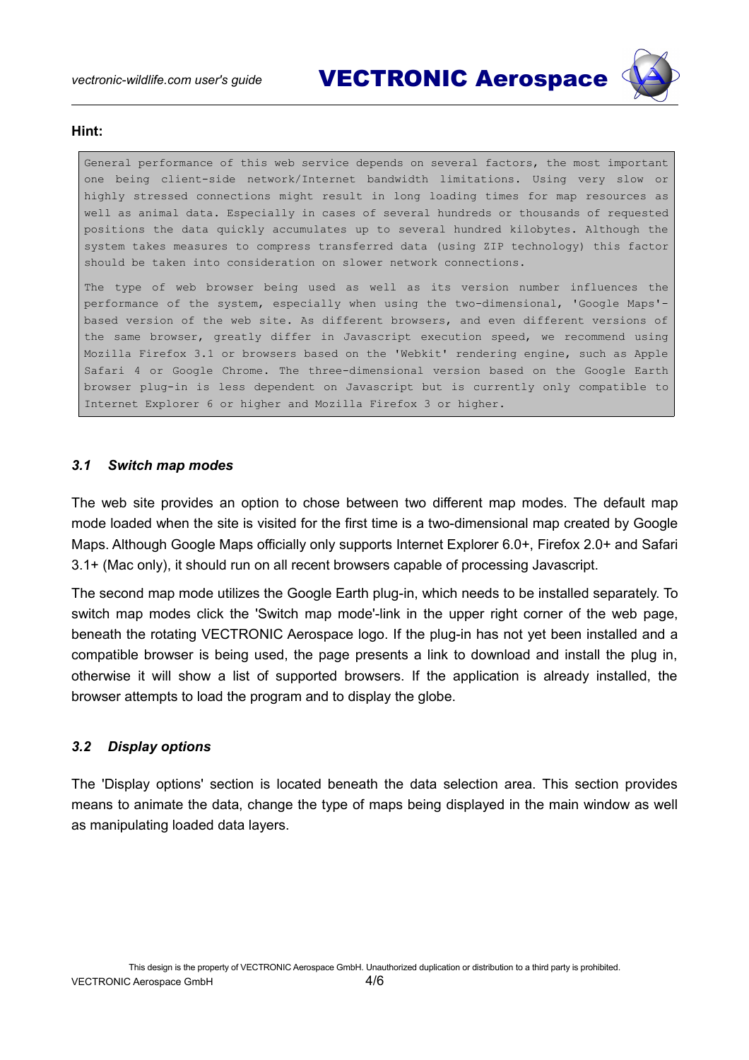**Hint:**

```
General performance of this web service depends on several factors, the most important one being client-side network/Internet bandwidth limitations. Using very slow or highly stressed connections might result in long loading times for map resources as well as animal data. Especially in cases of several hundreds or thousands of requested positions the data quickly accumulates up to several hundred kilobytes. Although the system takes measures to compress transferred data (using ZIP technology) this factor should be taken into consideration on slower network connections.

The type of web browser being used as well as its version number influences the performance of the system, especially when using the two-dimensional, 'Google Maps'-based version of the web site. As different browsers, and even different versions of the same browser, greatly differ in Javascript execution speed, we recommend using Mozilla Firefox 3.1 or browsers based on the 'Webkit' rendering engine, such as Apple Safari 4 or Google Chrome. The three-dimensional version based on the Google Earth browser plug-in is less dependent on Javascript but is currently only compatible to Internet Explorer 6 or higher and Mozilla Firefox 3 or higher.
```

### *3.1 Switch map modes*

The web site provides an option to chose between two different map modes. The default map mode loaded when the site is visited for the first time is a two-dimensional map created by Google Maps. Although Google Maps officially only supports Internet Explorer 6.0+, Firefox 2.0+ and Safari 3.1+ (Mac only), it should run on all recent browsers capable of processing Javascript.

The second map mode utilizes the Google Earth plug-in, which needs to be installed separately. To switch map modes click the 'Switch map mode'-link in the upper right corner of the web page, beneath the rotating VECTRONIC Aerospace logo. If the plug-in has not yet been installed and a compatible browser is being used, the page presents a link to download and install the plug in, otherwise it will show a list of supported browsers. If the application is already installed, the browser attempts to load the program and to display the globe.

### *3.2 Display options*

The 'Display options' section is located beneath the data selection area. This section provides means to animate the data, change the type of maps being displayed in the main window as well as manipulating loaded data layers.

This design is the property of VECTRONIC Aerospace GmbH. Unauthorized duplication or distribution to a third party is prohibited.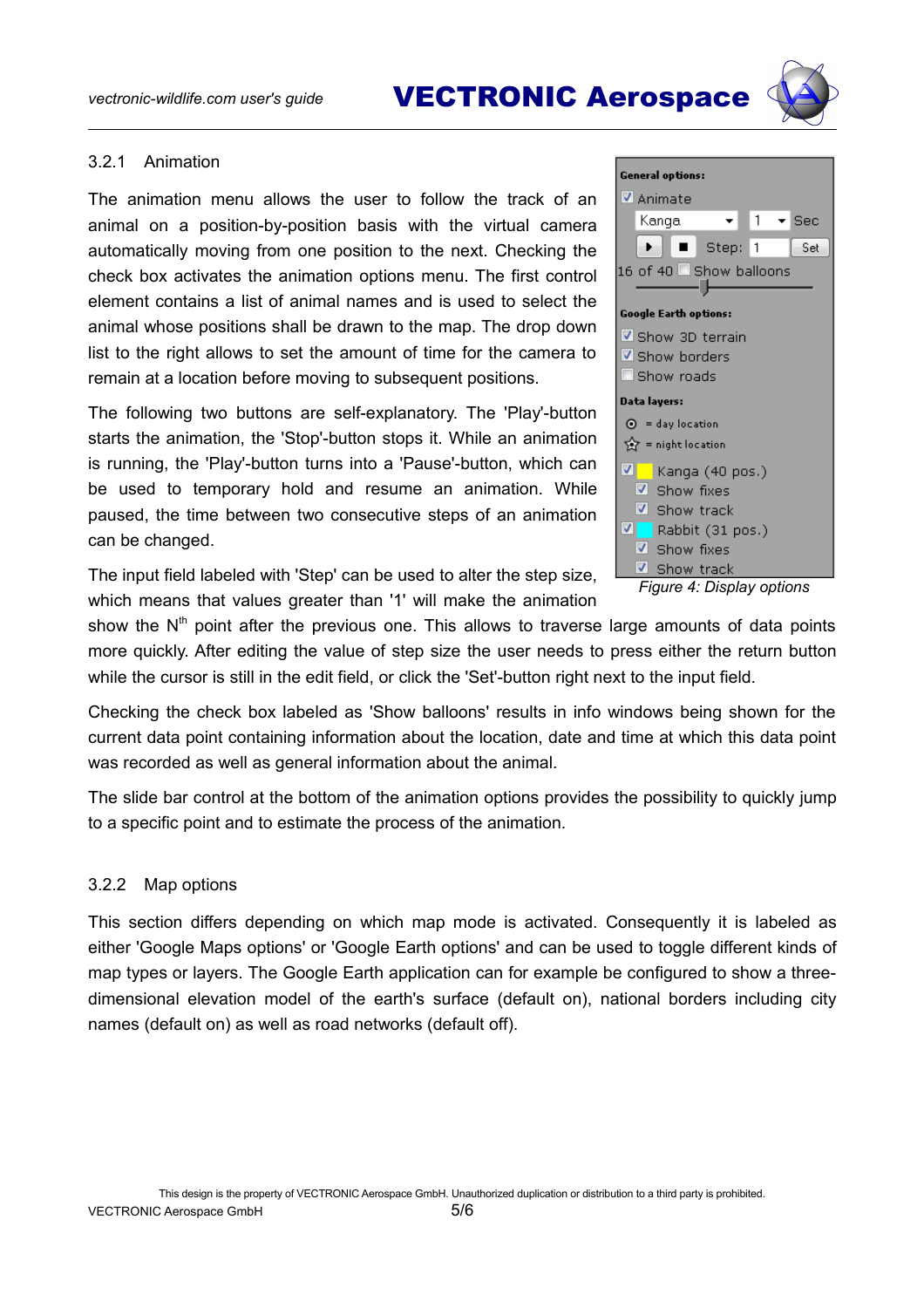### 3.2.1 Animation

The animation menu allows the user to follow the track of an animal on a position-by-position basis with the virtual camera automatically moving from one position to the next. Checking the check box activates the animation options menu. The first control element contains a list of animal names and is used to select the animal whose positions shall be drawn to the map. The drop down list to the right allows to set the amount of time for the camera to remain at a location before moving to subsequent positions.

The following two buttons are self-explanatory. The 'Play'-button starts the animation, the 'Stop'-button stops it. While an animation is running, the 'Play'-button turns into a 'Pause'-button, which can be used to temporary hold and resume an animation. While paused, the time between two consecutive steps of an animation can be changed.

The input field labeled with 'Step' can be used to alter the step size, which means that values greater than '1' will make the animation show the $N^{th}$ point after the previous one. This allows to traverse large amounts of data points more quickly. After editing the value of step size the user needs to press either the return button while the cursor is still in the edit field, or click the 'Set'-button right next to the input field.

*Figure 4: Display options*

Checking the check box labeled as 'Show balloons' results in info windows being shown for the current data point containing information about the location, date and time at which this data point was recorded as well as general information about the animal.

The slide bar control at the bottom of the animation options provides the possibility to quickly jump to a specific point and to estimate the process of the animation.

### 3.2.2 Map options

This section differs depending on which map mode is activated. Consequently it is labeled as either 'Google Maps options' or 'Google Earth options' and can be used to toggle different kinds of map types or layers. The Google Earth application can for example be configured to show a three-dimensional elevation model of the earth's surface (default on), national borders including city names (default on) as well as road networks (default off).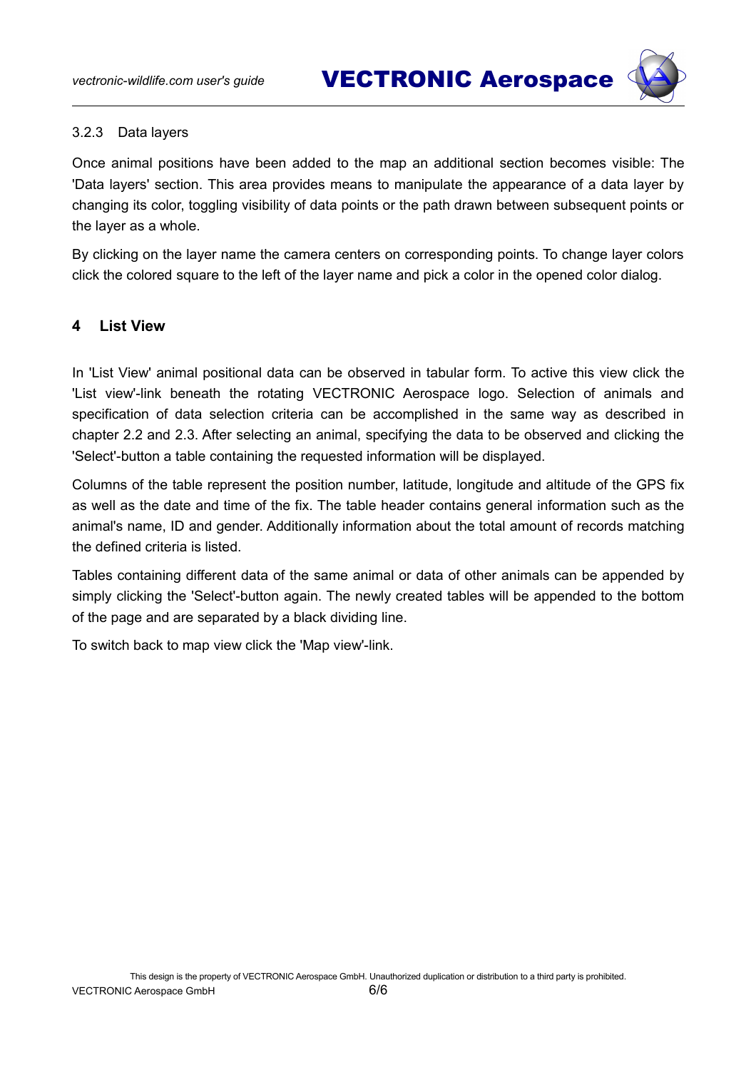### 3.2.3 Data layers

Once animal positions have been added to the map an additional section becomes visible: The 'Data layers' section. This area provides means to manipulate the appearance of a data layer by changing its color, toggling visibility of data points or the path drawn between subsequent points or the layer as a whole.

By clicking on the layer name the camera centers on corresponding points. To change layer colors click the colored square to the left of the layer name and pick a color in the opened color dialog.

# 4 List View

In 'List View' animal positional data can be observed in tabular form. To active this view click the 'List view'-link beneath the rotating VECTRONIC Aerospace logo. Selection of animals and specification of data selection criteria can be accomplished in the same way as described in chapter 2.2 and 2.3. After selecting an animal, specifying the data to be observed and clicking the 'Select'-button a table containing the requested information will be displayed.

Columns of the table represent the position number, latitude, longitude and altitude of the GPS fix as well as the date and time of the fix. The table header contains general information such as the animal's name, ID and gender. Additionally information about the total amount of records matching the defined criteria is listed.

Tables containing different data of the same animal or data of other animals can be appended by simply clicking the 'Select'-button again. The newly created tables will be appended to the bottom of the page and are separated by a black dividing line.

To switch back to map view click the 'Map view'-link.